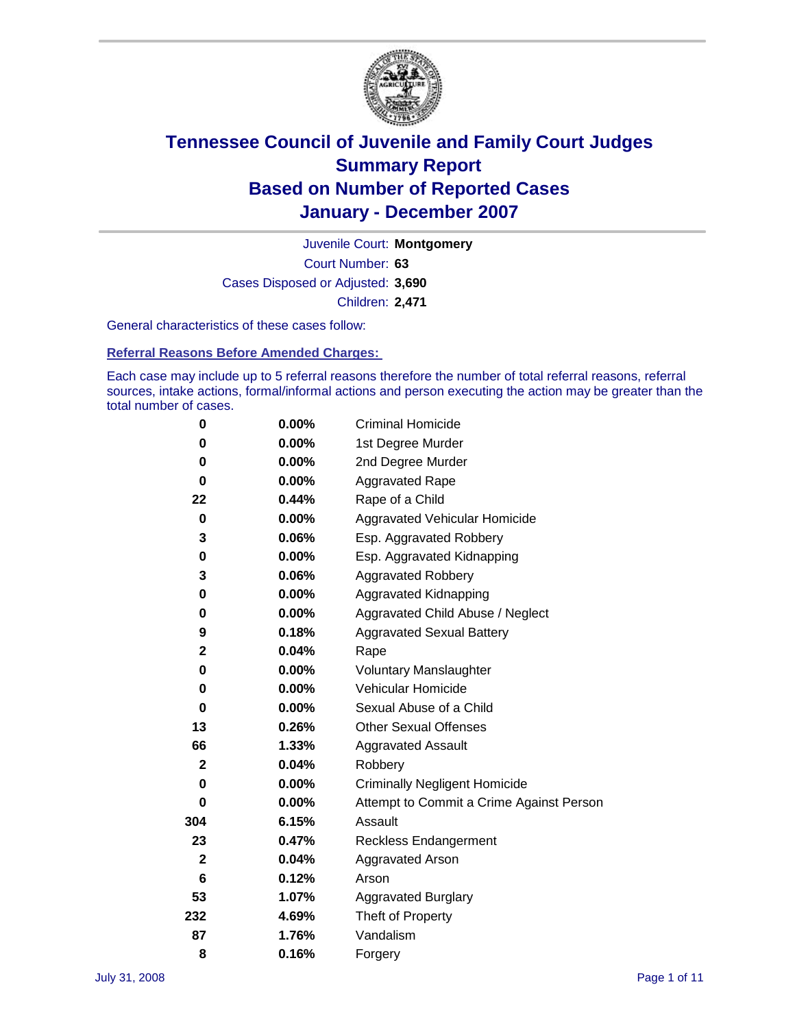# Tennessee Council of Juvenile and Family Court Judges
## Summary Report
## Based on Number of Reported Cases
## January - December 2007

Juvenile Court: **Montgomery**

Court Number: **63**

Cases Disposed or Adjusted: **3,690**

Children: **2,471**

General characteristics of these cases follow:

### Referral Reasons Before Amended Charges:

Each case may include up to 5 referral reasons therefore the number of total referral reasons, referral sources, intake actions, formal/informal actions and person executing the action may be greater than the total number of cases.

| | | |
|---|---|---|
| 0 | 0.00% | Criminal Homicide |
| 0 | 0.00% | 1st Degree Murder |
| 0 | 0.00% | 2nd Degree Murder |
| 0 | 0.00% | Aggravated Rape |
| 22 | 0.44% | Rape of a Child |
| 0 | 0.00% | Aggravated Vehicular Homicide |
| 3 | 0.06% | Esp. Aggravated Robbery |
| 0 | 0.00% | Esp. Aggravated Kidnapping |
| 3 | 0.06% | Aggravated Robbery |
| 0 | 0.00% | Aggravated Kidnapping |
| 0 | 0.00% | Aggravated Child Abuse / Neglect |
| 9 | 0.18% | Aggravated Sexual Battery |
| 2 | 0.04% | Rape |
| 0 | 0.00% | Voluntary Manslaughter |
| 0 | 0.00% | Vehicular Homicide |
| 0 | 0.00% | Sexual Abuse of a Child |
| 13 | 0.26% | Other Sexual Offenses |
| 66 | 1.33% | Aggravated Assault |
| 2 | 0.04% | Robbery |
| 0 | 0.00% | Criminally Negligent Homicide |
| 0 | 0.00% | Attempt to Commit a Crime Against Person |
| 304 | 6.15% | Assault |
| 23 | 0.47% | Reckless Endangerment |
| 2 | 0.04% | Aggravated Arson |
| 6 | 0.12% | Arson |
| 53 | 1.07% | Aggravated Burglary |
| 232 | 4.69% | Theft of Property |
| 87 | 1.76% | Vandalism |
| 8 | 0.16% | Forgery |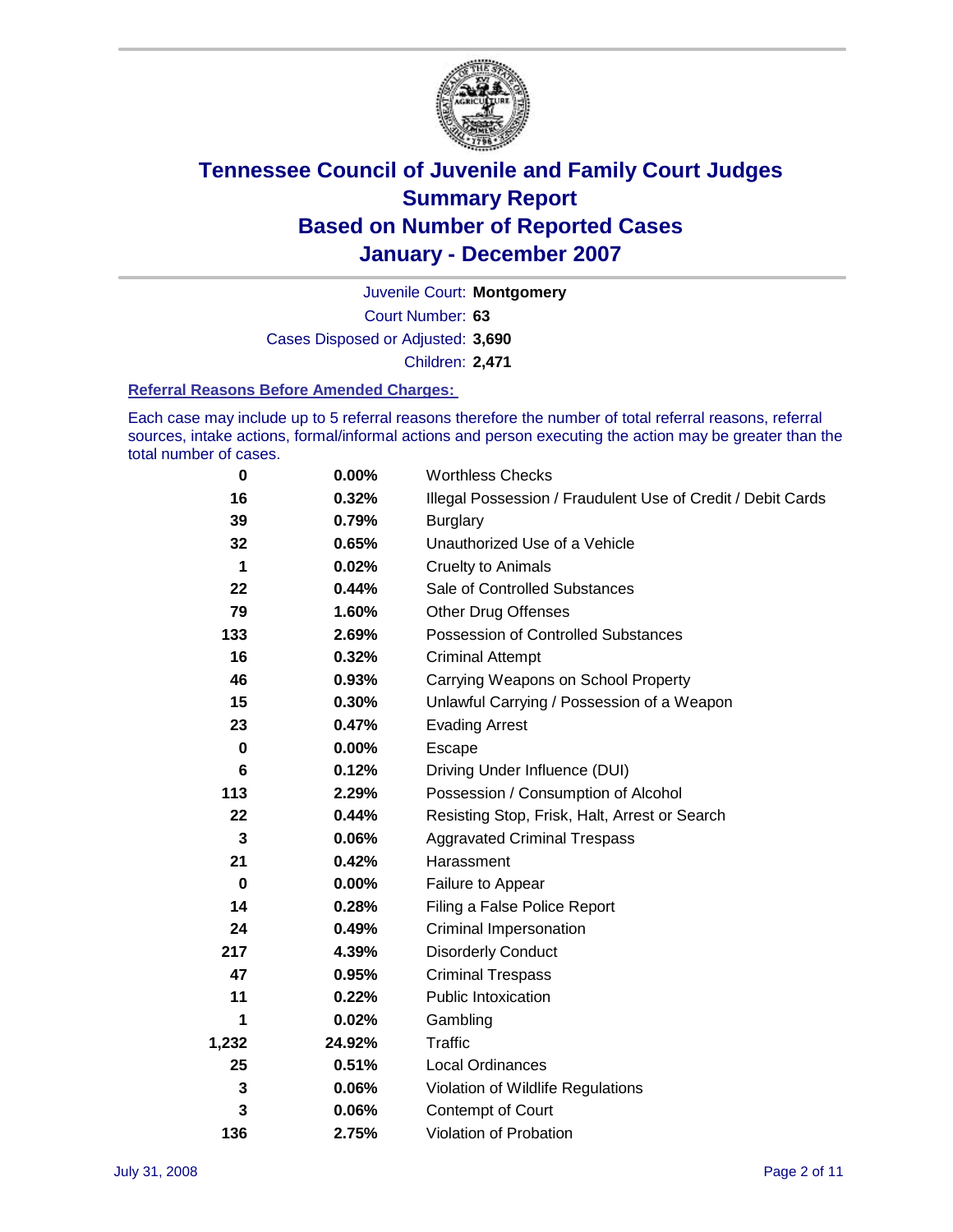# Tennessee Council of Juvenile and Family Court Judges
## Summary Report
## Based on Number of Reported Cases
## January - December 2007

Juvenile Court: **Montgomery**

Court Number: **63**

Cases Disposed or Adjusted: **3,690**

Children: **2,471**

### Referral Reasons Before Amended Charges:

Each case may include up to 5 referral reasons therefore the number of total referral reasons, referral sources, intake actions, formal/informal actions and person executing the action may be greater than the total number of cases.

| Count | Percent | Referral Reason |
|---|---|---|
| 0 | 0.00% | Worthless Checks |
| 16 | 0.32% | Illegal Possession / Fraudulent Use of Credit / Debit Cards |
| 39 | 0.79% | Burglary |
| 32 | 0.65% | Unauthorized Use of a Vehicle |
| 1 | 0.02% | Cruelty to Animals |
| 22 | 0.44% | Sale of Controlled Substances |
| 79 | 1.60% | Other Drug Offenses |
| 133 | 2.69% | Possession of Controlled Substances |
| 16 | 0.32% | Criminal Attempt |
| 46 | 0.93% | Carrying Weapons on School Property |
| 15 | 0.30% | Unlawful Carrying / Possession of a Weapon |
| 23 | 0.47% | Evading Arrest |
| 0 | 0.00% | Escape |
| 6 | 0.12% | Driving Under Influence (DUI) |
| 113 | 2.29% | Possession / Consumption of Alcohol |
| 22 | 0.44% | Resisting Stop, Frisk, Halt, Arrest or Search |
| 3 | 0.06% | Aggravated Criminal Trespass |
| 21 | 0.42% | Harassment |
| 0 | 0.00% | Failure to Appear |
| 14 | 0.28% | Filing a False Police Report |
| 24 | 0.49% | Criminal Impersonation |
| 217 | 4.39% | Disorderly Conduct |
| 47 | 0.95% | Criminal Trespass |
| 11 | 0.22% | Public Intoxication |
| 1 | 0.02% | Gambling |
| 1,232 | 24.92% | Traffic |
| 25 | 0.51% | Local Ordinances |
| 3 | 0.06% | Violation of Wildlife Regulations |
| 3 | 0.06% | Contempt of Court |
| 136 | 2.75% | Violation of Probation |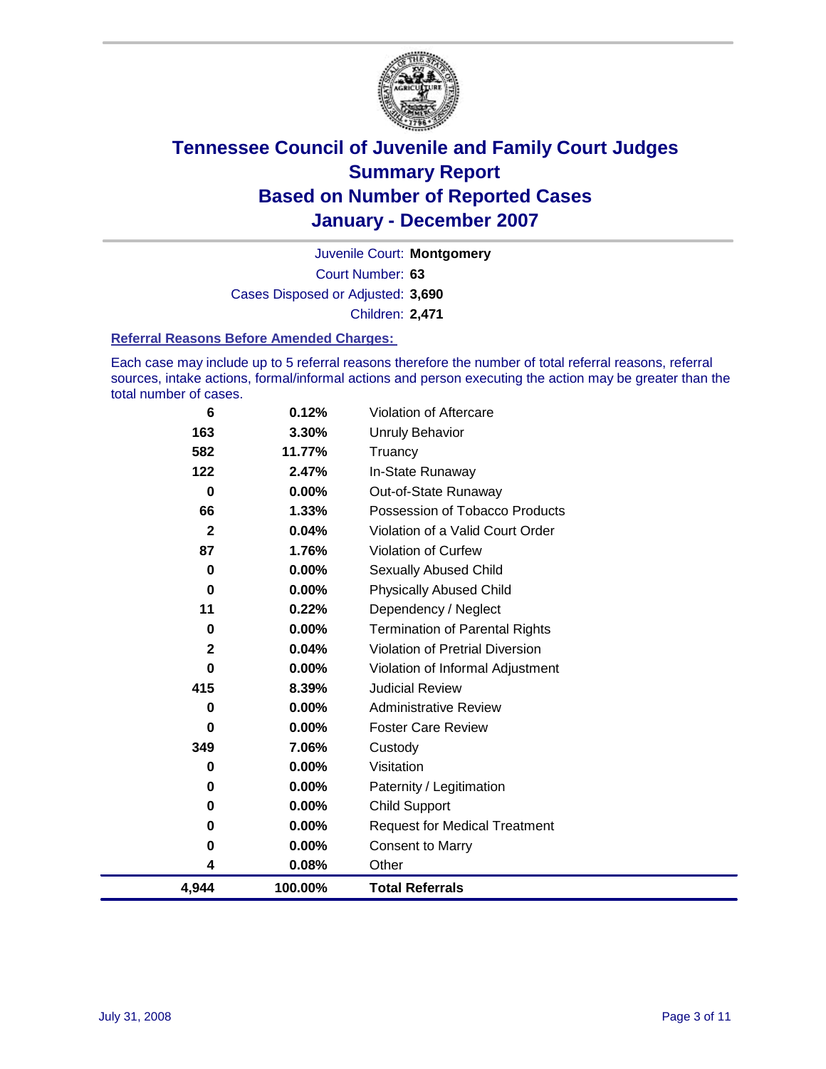# Tennessee Council of Juvenile and Family Court Judges
## Summary Report
## Based on Number of Reported Cases
## January - December 2007

Juvenile Court: **Montgomery**

Court Number: **63**

Cases Disposed or Adjusted: **3,690**

Children: **2,471**

### Referral Reasons Before Amended Charges:

Each case may include up to 5 referral reasons therefore the number of total referral reasons, referral sources, intake actions, formal/informal actions and person executing the action may be greater than the total number of cases.

| Count | Percent | Referral Reason |
|---|---|---|
| 6 | 0.12% | Violation of Aftercare |
| 163 | 3.30% | Unruly Behavior |
| 582 | 11.77% | Truancy |
| 122 | 2.47% | In-State Runaway |
| 0 | 0.00% | Out-of-State Runaway |
| 66 | 1.33% | Possession of Tobacco Products |
| 2 | 0.04% | Violation of a Valid Court Order |
| 87 | 1.76% | Violation of Curfew |
| 0 | 0.00% | Sexually Abused Child |
| 0 | 0.00% | Physically Abused Child |
| 11 | 0.22% | Dependency / Neglect |
| 0 | 0.00% | Termination of Parental Rights |
| 2 | 0.04% | Violation of Pretrial Diversion |
| 0 | 0.00% | Violation of Informal Adjustment |
| 415 | 8.39% | Judicial Review |
| 0 | 0.00% | Administrative Review |
| 0 | 0.00% | Foster Care Review |
| 349 | 7.06% | Custody |
| 0 | 0.00% | Visitation |
| 0 | 0.00% | Paternity / Legitimation |
| 0 | 0.00% | Child Support |
| 0 | 0.00% | Request for Medical Treatment |
| 0 | 0.00% | Consent to Marry |
| 4 | 0.08% | Other |
| **4,944** | **100.00%** | **Total Referrals** |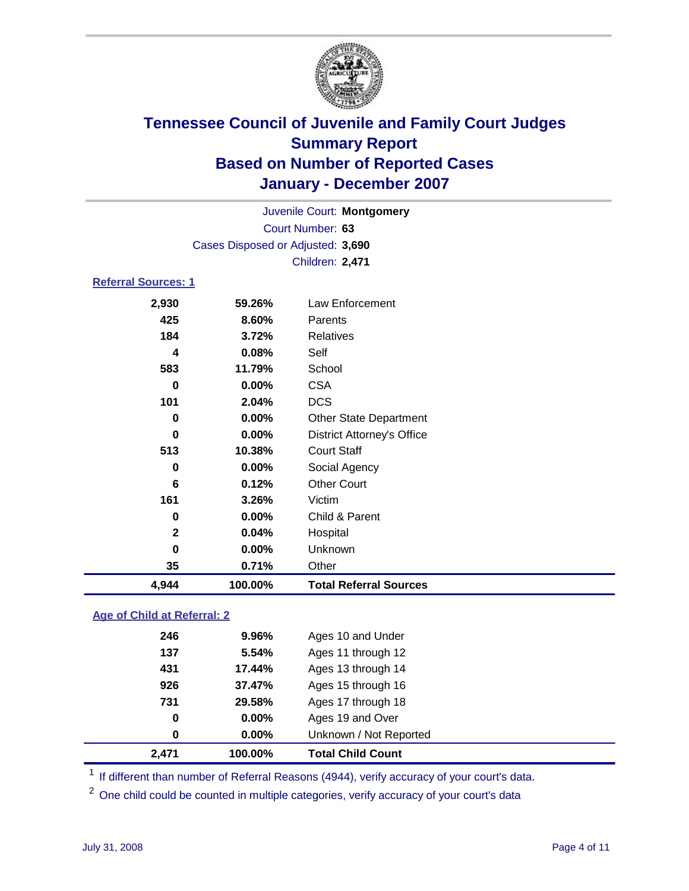# Tennessee Council of Juvenile and Family Court Judges
## Summary Report
## Based on Number of Reported Cases
## January - December 2007

Juvenile Court: **Montgomery**
Court Number: **63**
Cases Disposed or Adjusted: **3,690**
Children: **2,471**

### Referral Sources: 1

| Count | Percent | Source |
|---|---|---|
| 2,930 | 59.26% | Law Enforcement |
| 425 | 8.60% | Parents |
| 184 | 3.72% | Relatives |
| 4 | 0.08% | Self |
| 583 | 11.79% | School |
| 0 | 0.00% | CSA |
| 101 | 2.04% | DCS |
| 0 | 0.00% | Other State Department |
| 0 | 0.00% | District Attorney's Office |
| 513 | 10.38% | Court Staff |
| 0 | 0.00% | Social Agency |
| 6 | 0.12% | Other Court |
| 161 | 3.26% | Victim |
| 0 | 0.00% | Child & Parent |
| 2 | 0.04% | Hospital |
| 0 | 0.00% | Unknown |
| 35 | 0.71% | Other |
| **4,944** | **100.00%** | **Total Referral Sources** |

### Age of Child at Referral: 2

| Count | Percent | Age Group |
|---|---|---|
| 246 | 9.96% | Ages 10 and Under |
| 137 | 5.54% | Ages 11 through 12 |
| 431 | 17.44% | Ages 13 through 14 |
| 926 | 37.47% | Ages 15 through 16 |
| 731 | 29.58% | Ages 17 through 18 |
| 0 | 0.00% | Ages 19 and Over |
| 0 | 0.00% | Unknown / Not Reported |
| **2,471** | **100.00%** | **Total Child Count** |

[1] If different than number of Referral Reasons (4944), verify accuracy of your court's data.

[2] One child could be counted in multiple categories, verify accuracy of your court's data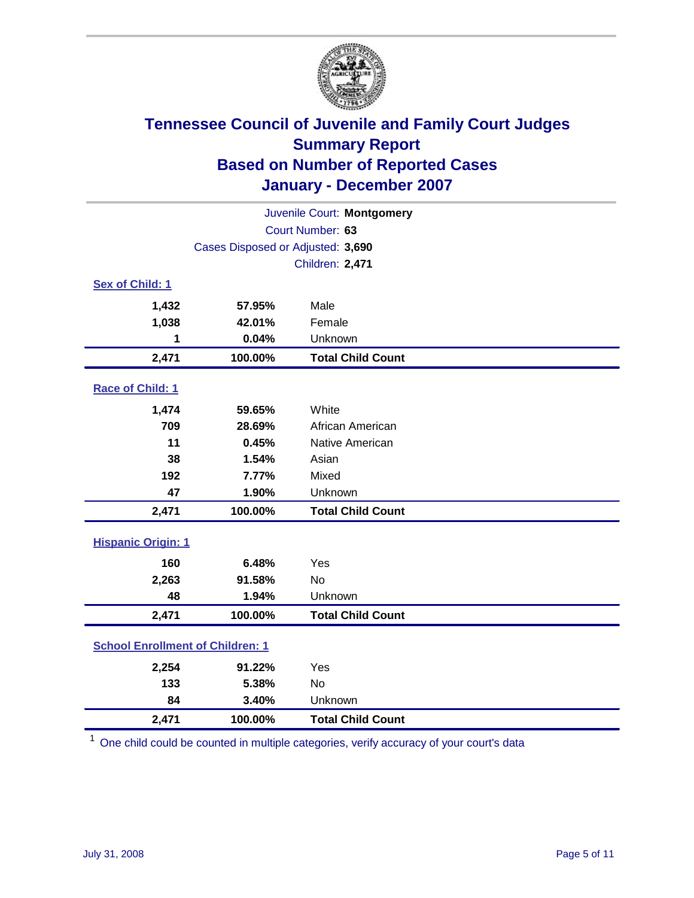# Tennessee Council of Juvenile and Family Court Judges
## Summary Report
## Based on Number of Reported Cases
## January - December 2007

Juvenile Court: **Montgomery**
Court Number: **63**
Cases Disposed or Adjusted: **3,690**
Children: **2,471**

### Sex of Child: 1

| | | |
|---|---|---|
| 1,432 | 57.95% | Male |
| 1,038 | 42.01% | Female |
| 1 | 0.04% | Unknown |
| **2,471** | **100.00%** | **Total Child Count** |

### Race of Child: 1

| | | |
|---|---|---|
| 1,474 | 59.65% | White |
| 709 | 28.69% | African American |
| 11 | 0.45% | Native American |
| 38 | 1.54% | Asian |
| 192 | 7.77% | Mixed |
| 47 | 1.90% | Unknown |
| **2,471** | **100.00%** | **Total Child Count** |

### Hispanic Origin: 1

| | | |
|---|---|---|
| 160 | 6.48% | Yes |
| 2,263 | 91.58% | No |
| 48 | 1.94% | Unknown |
| **2,471** | **100.00%** | **Total Child Count** |

### School Enrollment of Children: 1

| | | |
|---|---|---|
| 2,254 | 91.22% | Yes |
| 133 | 5.38% | No |
| 84 | 3.40% | Unknown |
| **2,471** | **100.00%** | **Total Child Count** |

[1] One child could be counted in multiple categories, verify accuracy of your court's data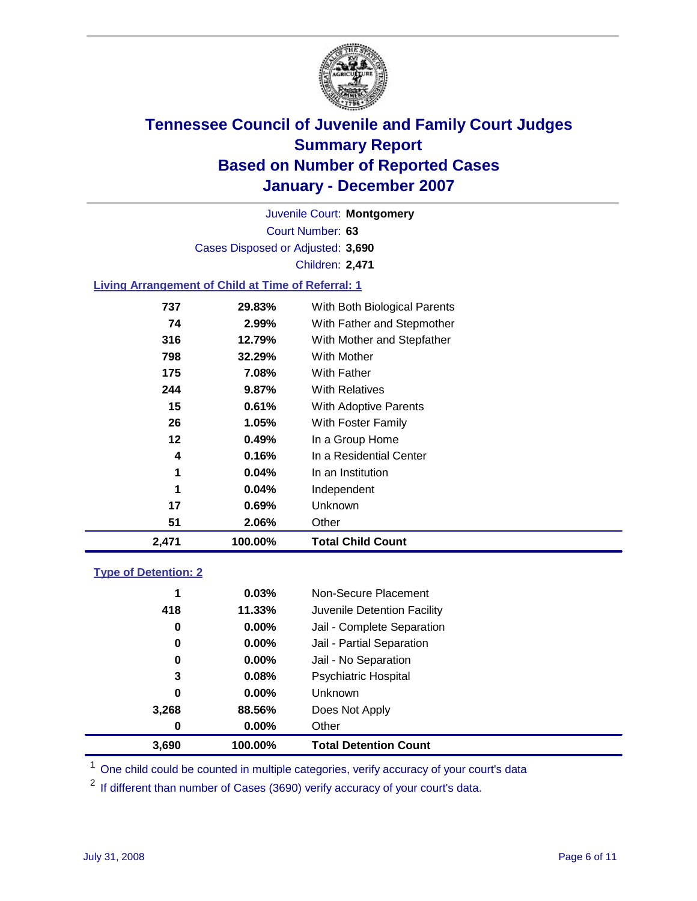# Tennessee Council of Juvenile and Family Court Judges
## Summary Report
## Based on Number of Reported Cases
## January - December 2007

Juvenile Court: **Montgomery**

Court Number: **63**

Cases Disposed or Adjusted: **3,690**

Children: **2,471**

### Living Arrangement of Child at Time of Referral: 1

| Count | Percent | Category |
|---|---|---|
| 737 | 29.83% | With Both Biological Parents |
| 74 | 2.99% | With Father and Stepmother |
| 316 | 12.79% | With Mother and Stepfather |
| 798 | 32.29% | With Mother |
| 175 | 7.08% | With Father |
| 244 | 9.87% | With Relatives |
| 15 | 0.61% | With Adoptive Parents |
| 26 | 1.05% | With Foster Family |
| 12 | 0.49% | In a Group Home |
| 4 | 0.16% | In a Residential Center |
| 1 | 0.04% | In an Institution |
| 1 | 0.04% | Independent |
| 17 | 0.69% | Unknown |
| 51 | 2.06% | Other |
| **2,471** | **100.00%** | **Total Child Count** |

### Type of Detention: 2

| Count | Percent | Category |
|---|---|---|
| 1 | 0.03% | Non-Secure Placement |
| 418 | 11.33% | Juvenile Detention Facility |
| 0 | 0.00% | Jail - Complete Separation |
| 0 | 0.00% | Jail - Partial Separation |
| 0 | 0.00% | Jail - No Separation |
| 3 | 0.08% | Psychiatric Hospital |
| 0 | 0.00% | Unknown |
| 3,268 | 88.56% | Does Not Apply |
| 0 | 0.00% | Other |
| **3,690** | **100.00%** | **Total Detention Count** |

[1] One child could be counted in multiple categories, verify accuracy of your court's data

[2] If different than number of Cases (3690) verify accuracy of your court's data.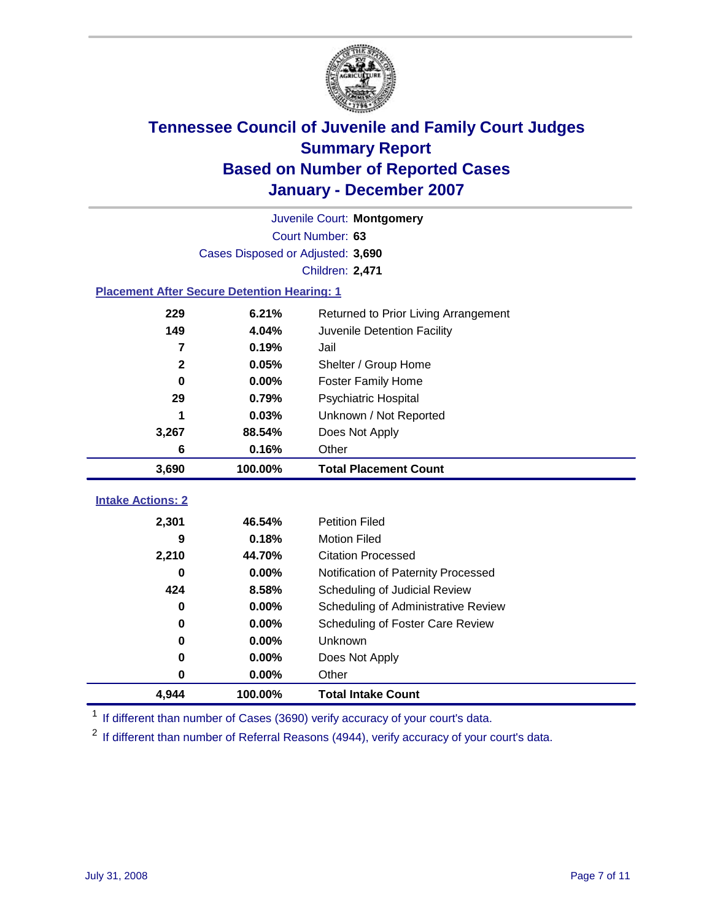# Tennessee Council of Juvenile and Family Court Judges
## Summary Report
## Based on Number of Reported Cases
## January - December 2007

Juvenile Court: **Montgomery**

Court Number: **63**

Cases Disposed or Adjusted: **3,690**

Children: **2,471**

### Placement After Secure Detention Hearing: 1

| Count | Percent | Placement |
|---|---|---|
| 229 | 6.21% | Returned to Prior Living Arrangement |
| 149 | 4.04% | Juvenile Detention Facility |
| 7 | 0.19% | Jail |
| 2 | 0.05% | Shelter / Group Home |
| 0 | 0.00% | Foster Family Home |
| 29 | 0.79% | Psychiatric Hospital |
| 1 | 0.03% | Unknown / Not Reported |
| 3,267 | 88.54% | Does Not Apply |
| 6 | 0.16% | Other |
| **3,690** | **100.00%** | **Total Placement Count** |

### Intake Actions: 2

| Count | Percent | Intake Action |
|---|---|---|
| 2,301 | 46.54% | Petition Filed |
| 9 | 0.18% | Motion Filed |
| 2,210 | 44.70% | Citation Processed |
| 0 | 0.00% | Notification of Paternity Processed |
| 424 | 8.58% | Scheduling of Judicial Review |
| 0 | 0.00% | Scheduling of Administrative Review |
| 0 | 0.00% | Scheduling of Foster Care Review |
| 0 | 0.00% | Unknown |
| 0 | 0.00% | Does Not Apply |
| 0 | 0.00% | Other |
| **4,944** | **100.00%** | **Total Intake Count** |

[1] If different than number of Cases (3690) verify accuracy of your court's data.

[2] If different than number of Referral Reasons (4944), verify accuracy of your court's data.

July 31, 2008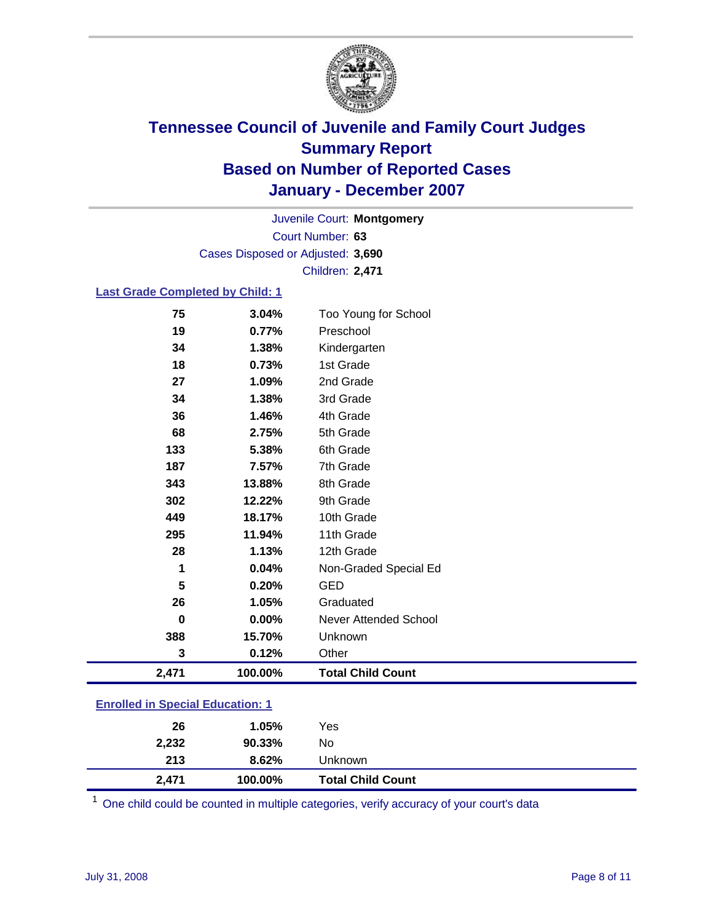# Tennessee Council of Juvenile and Family Court Judges
## Summary Report
## Based on Number of Reported Cases
## January - December 2007

Juvenile Court: **Montgomery**
Court Number: **63**
Cases Disposed or Adjusted: **3,690**
Children: **2,471**

### Last Grade Completed by Child: 1

| Count | Percent | Category |
|---|---|---|
| 75 | 3.04% | Too Young for School |
| 19 | 0.77% | Preschool |
| 34 | 1.38% | Kindergarten |
| 18 | 0.73% | 1st Grade |
| 27 | 1.09% | 2nd Grade |
| 34 | 1.38% | 3rd Grade |
| 36 | 1.46% | 4th Grade |
| 68 | 2.75% | 5th Grade |
| 133 | 5.38% | 6th Grade |
| 187 | 7.57% | 7th Grade |
| 343 | 13.88% | 8th Grade |
| 302 | 12.22% | 9th Grade |
| 449 | 18.17% | 10th Grade |
| 295 | 11.94% | 11th Grade |
| 28 | 1.13% | 12th Grade |
| 1 | 0.04% | Non-Graded Special Ed |
| 5 | 0.20% | GED |
| 26 | 1.05% | Graduated |
| 0 | 0.00% | Never Attended School |
| 388 | 15.70% | Unknown |
| 3 | 0.12% | Other |
| **2,471** | **100.00%** | **Total Child Count** |

### Enrolled in Special Education: 1

| Count | Percent | Category |
|---|---|---|
| 26 | 1.05% | Yes |
| 2,232 | 90.33% | No |
| 213 | 8.62% | Unknown |
| **2,471** | **100.00%** | **Total Child Count** |

[1] One child could be counted in multiple categories, verify accuracy of your court's data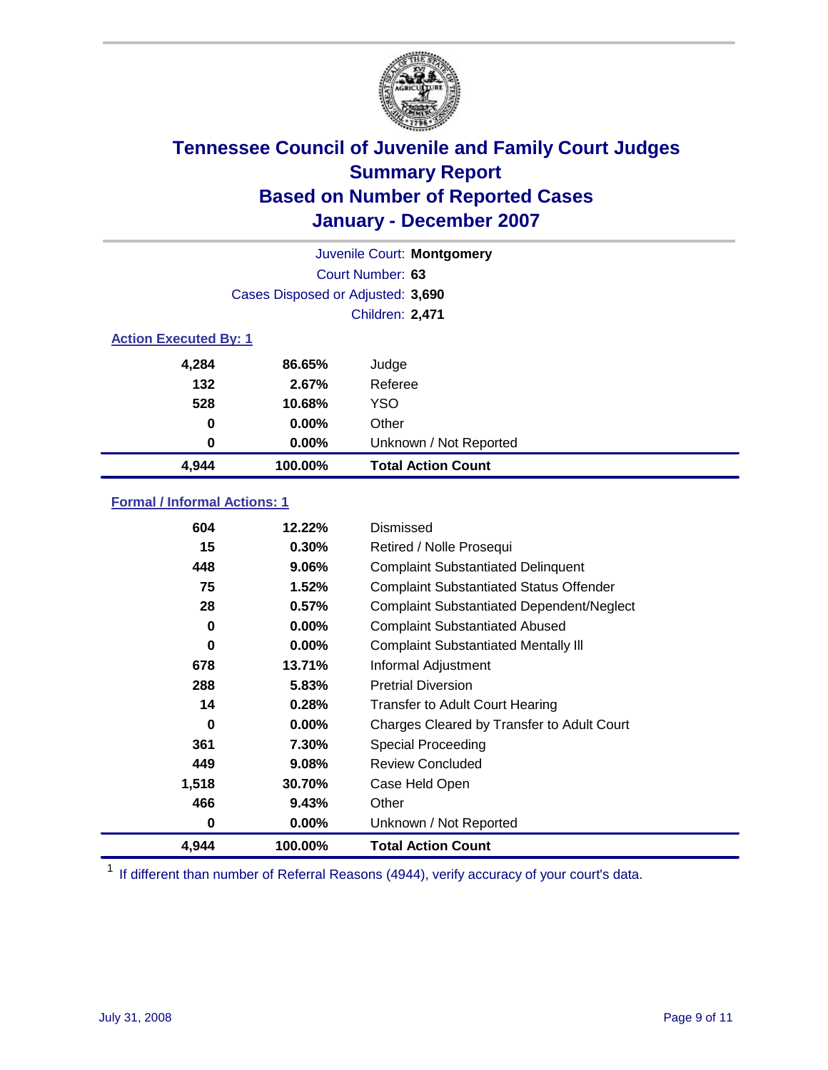# Tennessee Council of Juvenile and Family Court Judges
## Summary Report
## Based on Number of Reported Cases
## January - December 2007

Juvenile Court: **Montgomery**

Court Number: **63**

Cases Disposed or Adjusted: **3,690**

Children: **2,471**

### Action Executed By: 1

| | | |
|---|---|---|
| 4,284 | 86.65% | Judge |
| 132 | 2.67% | Referee |
| 528 | 10.68% | YSO |
| 0 | 0.00% | Other |
| 0 | 0.00% | Unknown / Not Reported |
| **4,944** | **100.00%** | **Total Action Count** |

### Formal / Informal Actions: 1

| | | |
|---|---|---|
| 604 | 12.22% | Dismissed |
| 15 | 0.30% | Retired / Nolle Prosequi |
| 448 | 9.06% | Complaint Substantiated Delinquent |
| 75 | 1.52% | Complaint Substantiated Status Offender |
| 28 | 0.57% | Complaint Substantiated Dependent/Neglect |
| 0 | 0.00% | Complaint Substantiated Abused |
| 0 | 0.00% | Complaint Substantiated Mentally Ill |
| 678 | 13.71% | Informal Adjustment |
| 288 | 5.83% | Pretrial Diversion |
| 14 | 0.28% | Transfer to Adult Court Hearing |
| 0 | 0.00% | Charges Cleared by Transfer to Adult Court |
| 361 | 7.30% | Special Proceeding |
| 449 | 9.08% | Review Concluded |
| 1,518 | 30.70% | Case Held Open |
| 466 | 9.43% | Other |
| 0 | 0.00% | Unknown / Not Reported |
| **4,944** | **100.00%** | **Total Action Count** |

[1] If different than number of Referral Reasons (4944), verify accuracy of your court's data.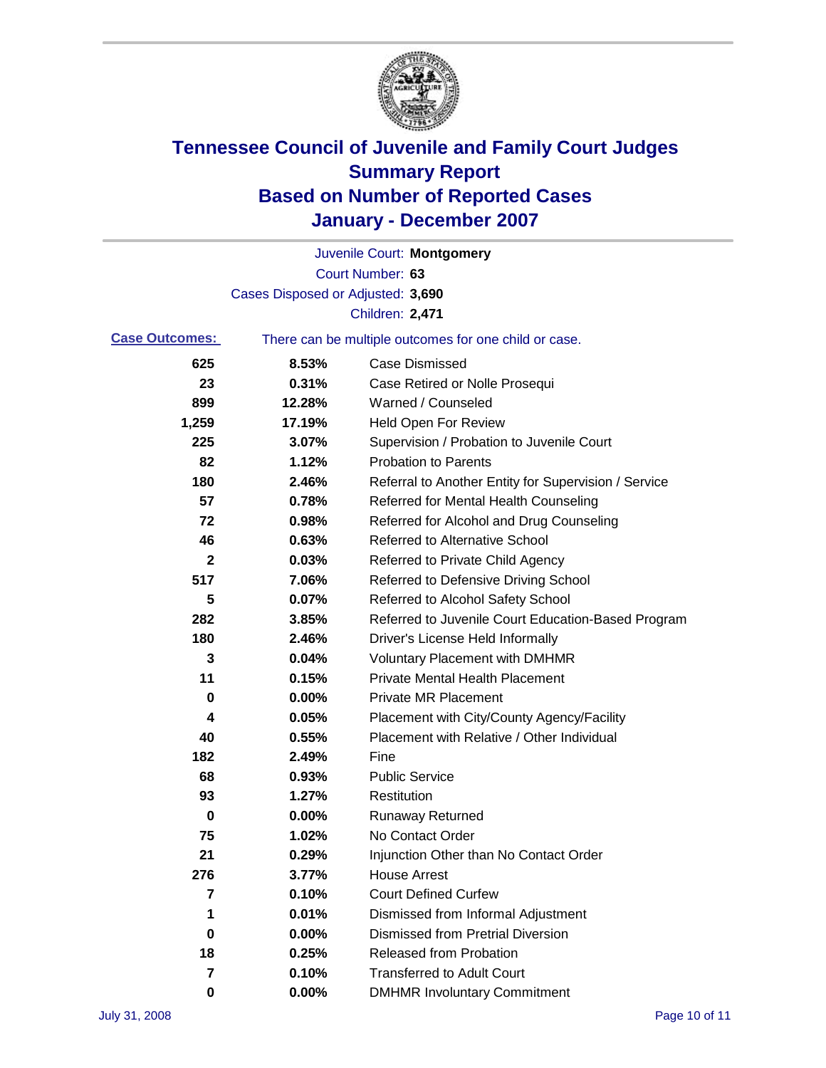# Tennessee Council of Juvenile and Family Court Judges
## Summary Report
## Based on Number of Reported Cases
## January - December 2007

Juvenile Court: **Montgomery**
Court Number: **63**
Cases Disposed or Adjusted: **3,690**
Children: **2,471**

**Case Outcomes:** There can be multiple outcomes for one child or case.

| Count | Percent | Outcome |
|---|---|---|
| 625 | 8.53% | Case Dismissed |
| 23 | 0.31% | Case Retired or Nolle Prosequi |
| 899 | 12.28% | Warned / Counseled |
| 1,259 | 17.19% | Held Open For Review |
| 225 | 3.07% | Supervision / Probation to Juvenile Court |
| 82 | 1.12% | Probation to Parents |
| 180 | 2.46% | Referral to Another Entity for Supervision / Service |
| 57 | 0.78% | Referred for Mental Health Counseling |
| 72 | 0.98% | Referred for Alcohol and Drug Counseling |
| 46 | 0.63% | Referred to Alternative School |
| 2 | 0.03% | Referred to Private Child Agency |
| 517 | 7.06% | Referred to Defensive Driving School |
| 5 | 0.07% | Referred to Alcohol Safety School |
| 282 | 3.85% | Referred to Juvenile Court Education-Based Program |
| 180 | 2.46% | Driver's License Held Informally |
| 3 | 0.04% | Voluntary Placement with DMHMR |
| 11 | 0.15% | Private Mental Health Placement |
| 0 | 0.00% | Private MR Placement |
| 4 | 0.05% | Placement with City/County Agency/Facility |
| 40 | 0.55% | Placement with Relative / Other Individual |
| 182 | 2.49% | Fine |
| 68 | 0.93% | Public Service |
| 93 | 1.27% | Restitution |
| 0 | 0.00% | Runaway Returned |
| 75 | 1.02% | No Contact Order |
| 21 | 0.29% | Injunction Other than No Contact Order |
| 276 | 3.77% | House Arrest |
| 7 | 0.10% | Court Defined Curfew |
| 1 | 0.01% | Dismissed from Informal Adjustment |
| 0 | 0.00% | Dismissed from Pretrial Diversion |
| 18 | 0.25% | Released from Probation |
| 7 | 0.10% | Transferred to Adult Court |
| 0 | 0.00% | DMHMR Involuntary Commitment |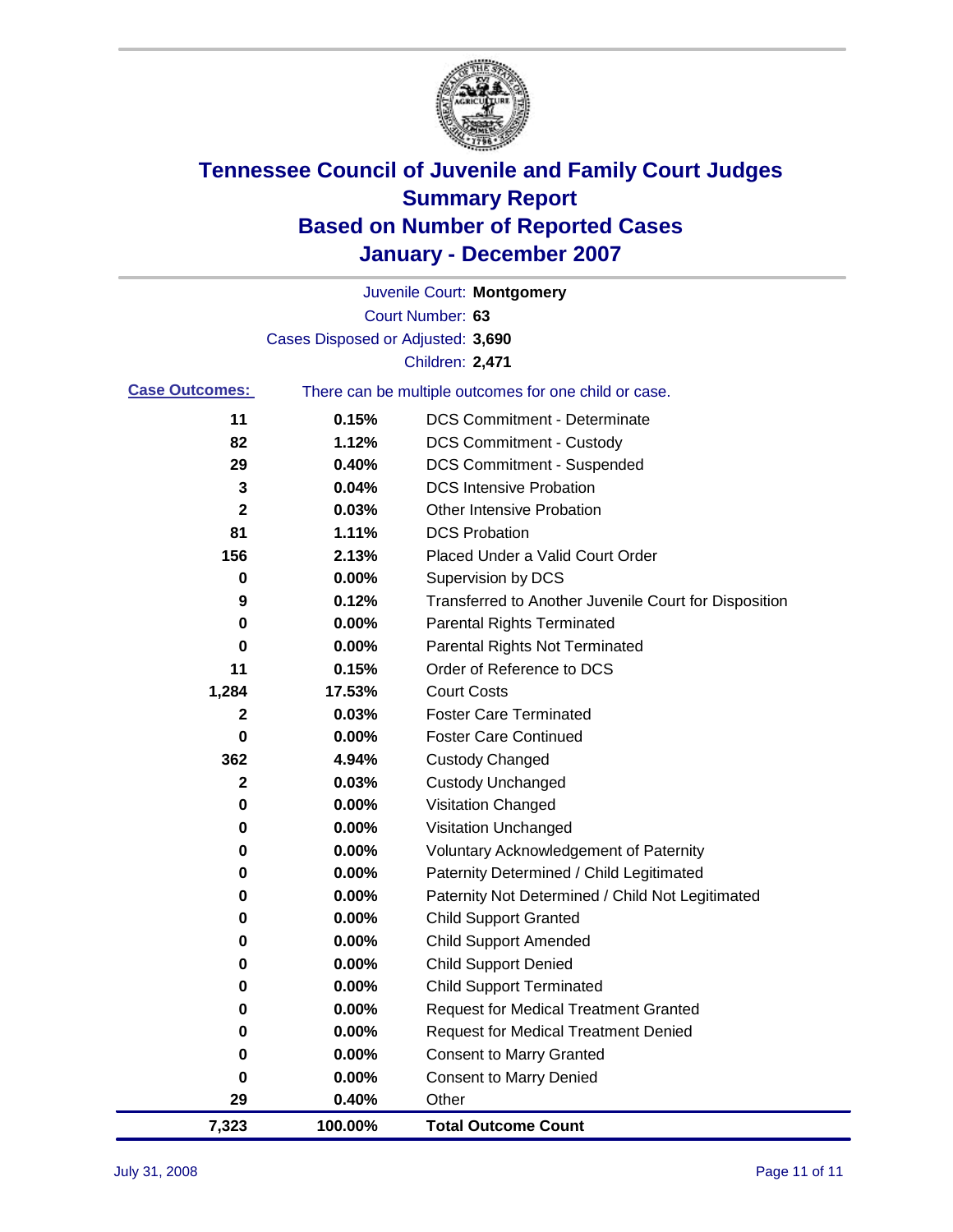# Tennessee Council of Juvenile and Family Court Judges
## Summary Report
## Based on Number of Reported Cases
## January - December 2007

Juvenile Court: **Montgomery**

Court Number: **63**

Cases Disposed or Adjusted: **3,690**

Children: **2,471**

**Case Outcomes:** There can be multiple outcomes for one child or case.

| | | |
|---|---|---|
| 11 | 0.15% | DCS Commitment - Determinate |
| 82 | 1.12% | DCS Commitment - Custody |
| 29 | 0.40% | DCS Commitment - Suspended |
| 3 | 0.04% | DCS Intensive Probation |
| 2 | 0.03% | Other Intensive Probation |
| 81 | 1.11% | DCS Probation |
| 156 | 2.13% | Placed Under a Valid Court Order |
| 0 | 0.00% | Supervision by DCS |
| 9 | 0.12% | Transferred to Another Juvenile Court for Disposition |
| 0 | 0.00% | Parental Rights Terminated |
| 0 | 0.00% | Parental Rights Not Terminated |
| 11 | 0.15% | Order of Reference to DCS |
| 1,284 | 17.53% | Court Costs |
| 2 | 0.03% | Foster Care Terminated |
| 0 | 0.00% | Foster Care Continued |
| 362 | 4.94% | Custody Changed |
| 2 | 0.03% | Custody Unchanged |
| 0 | 0.00% | Visitation Changed |
| 0 | 0.00% | Visitation Unchanged |
| 0 | 0.00% | Voluntary Acknowledgement of Paternity |
| 0 | 0.00% | Paternity Determined / Child Legitimated |
| 0 | 0.00% | Paternity Not Determined / Child Not Legitimated |
| 0 | 0.00% | Child Support Granted |
| 0 | 0.00% | Child Support Amended |
| 0 | 0.00% | Child Support Denied |
| 0 | 0.00% | Child Support Terminated |
| 0 | 0.00% | Request for Medical Treatment Granted |
| 0 | 0.00% | Request for Medical Treatment Denied |
| 0 | 0.00% | Consent to Marry Granted |
| 0 | 0.00% | Consent to Marry Denied |
| 29 | 0.40% | Other |
| **7,323** | **100.00%** | **Total Outcome Count** |

July 31, 2008